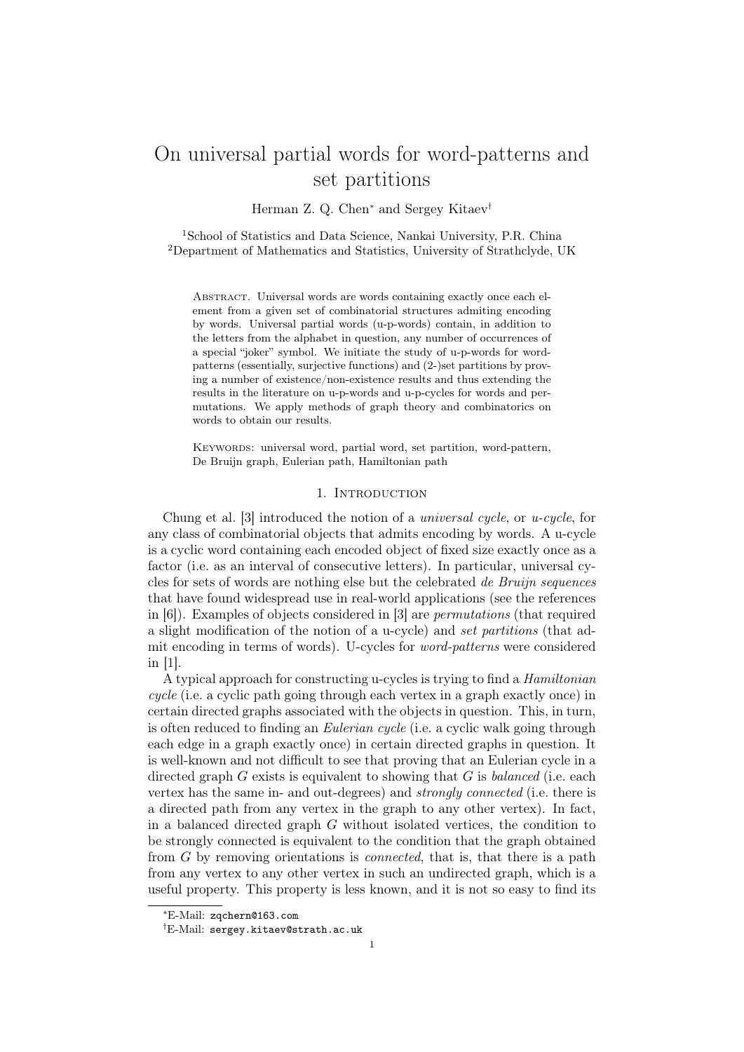# On universal partial words for word-patterns and set partitions

Herman Z. Q. Chen* and Sergey Kitaev†

[1]School of Statistics and Data Science, Nankai University, P.R. China
[2]Department of Mathematics and Statistics, University of Strathclyde, UK

Abstract. Universal words are words containing exactly once each element from a given set of combinatorial structures admiting encoding by words. Universal partial words (u-p-words) contain, in addition to the letters from the alphabet in question, any number of occurrences of a special "joker" symbol. We initiate the study of u-p-words for word-patterns (essentially, surjective functions) and (2-)set partitions by proving a number of existence/non-existence results and thus extending the results in the literature on u-p-words and u-p-cycles for words and permutations. We apply methods of graph theory and combinatorics on words to obtain our results.

Keywords: universal word, partial word, set partition, word-pattern, De Bruijn graph, Eulerian path, Hamiltonian path

## 1. Introduction

Chung et al. [3] introduced the notion of a *universal cycle*, or *u-cycle*, for any class of combinatorial objects that admits encoding by words. A u-cycle is a cyclic word containing each encoded object of fixed size exactly once as a factor (i.e. as an interval of consecutive letters). In particular, universal cycles for sets of words are nothing else but the celebrated *de Bruijn sequences* that have found widespread use in real-world applications (see the references in [6]). Examples of objects considered in [3] are *permutations* (that required a slight modification of the notion of a u-cycle) and *set partitions* (that admit encoding in terms of words). U-cycles for *word-patterns* were considered in [1].

A typical approach for constructing u-cycles is trying to find a *Hamiltonian cycle* (i.e. a cyclic path going through each vertex in a graph exactly once) in certain directed graphs associated with the objects in question. This, in turn, is often reduced to finding an *Eulerian cycle* (i.e. a cyclic walk going through each edge in a graph exactly once) in certain directed graphs in question. It is well-known and not difficult to see that proving that an Eulerian cycle in a directed graph $G$ exists is equivalent to showing that $G$ is *balanced* (i.e. each vertex has the same in- and out-degrees) and *strongly connected* (i.e. there is a directed path from any vertex in the graph to any other vertex). In fact, in a balanced directed graph $G$ without isolated vertices, the condition to be strongly connected is equivalent to the condition that the graph obtained from $G$ by removing orientations is *connected*, that is, that there is a path from any vertex to any other vertex in such an undirected graph, which is a useful property. This property is less known, and it is not so easy to find its

*E-Mail: zqchern@163.com

†E-Mail: sergey.kitaev@strath.ac.uk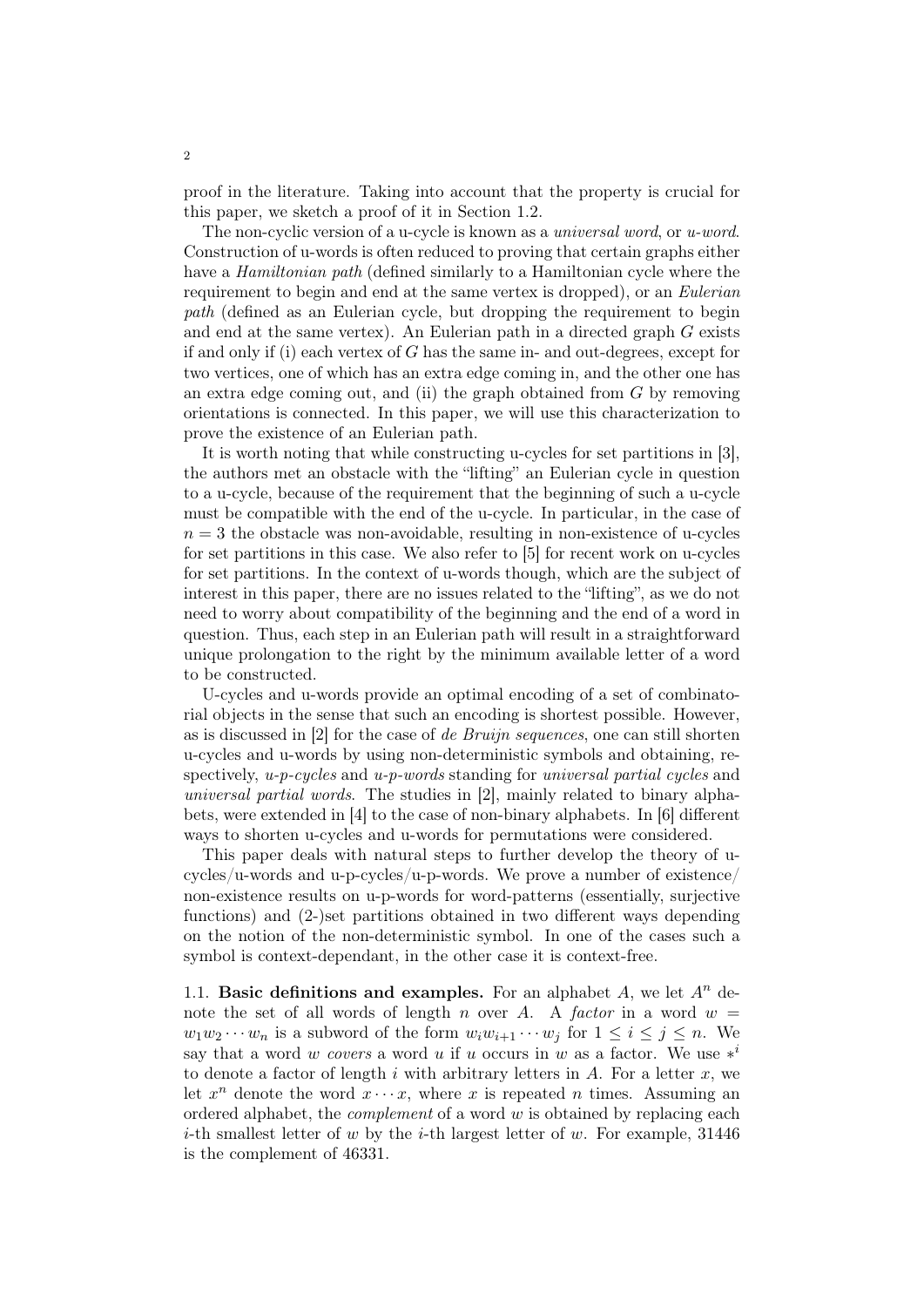proof in the literature. Taking into account that the property is crucial for this paper, we sketch a proof of it in Section 1.2.

The non-cyclic version of a u-cycle is known as a *universal word*, or *u-word*. Construction of u-words is often reduced to proving that certain graphs either have a *Hamiltonian path* (defined similarly to a Hamiltonian cycle where the requirement to begin and end at the same vertex is dropped), or an *Eulerian path* (defined as an Eulerian cycle, but dropping the requirement to begin and end at the same vertex). An Eulerian path in a directed graph $G$ exists if and only if (i) each vertex of $G$ has the same in- and out-degrees, except for two vertices, one of which has an extra edge coming in, and the other one has an extra edge coming out, and (ii) the graph obtained from $G$ by removing orientations is connected. In this paper, we will use this characterization to prove the existence of an Eulerian path.

It is worth noting that while constructing u-cycles for set partitions in [3], the authors met an obstacle with the "lifting" an Eulerian cycle in question to a u-cycle, because of the requirement that the beginning of such a u-cycle must be compatible with the end of the u-cycle. In particular, in the case of $n = 3$ the obstacle was non-avoidable, resulting in non-existence of u-cycles for set partitions in this case. We also refer to [5] for recent work on u-cycles for set partitions. In the context of u-words though, which are the subject of interest in this paper, there are no issues related to the "lifting", as we do not need to worry about compatibility of the beginning and the end of a word in question. Thus, each step in an Eulerian path will result in a straightforward unique prolongation to the right by the minimum available letter of a word to be constructed.

U-cycles and u-words provide an optimal encoding of a set of combinatorial objects in the sense that such an encoding is shortest possible. However, as is discussed in [2] for the case of *de Bruijn sequences*, one can still shorten u-cycles and u-words by using non-deterministic symbols and obtaining, respectively, *u-p-cycles* and *u-p-words* standing for *universal partial cycles* and *universal partial words*. The studies in [2], mainly related to binary alphabets, were extended in [4] to the case of non-binary alphabets. In [6] different ways to shorten u-cycles and u-words for permutations were considered.

This paper deals with natural steps to further develop the theory of u-cycles/u-words and u-p-cycles/u-p-words. We prove a number of existence/ non-existence results on u-p-words for word-patterns (essentially, surjective functions) and (2-)set partitions obtained in two different ways depending on the notion of the non-deterministic symbol. In one of the cases such a symbol is context-dependant, in the other case it is context-free.

### 1.1. Basic definitions and examples.

For an alphabet $A$, we let $A^n$ denote the set of all words of length $n$ over $A$. A *factor* in a word $w = w_1w_2\cdots w_n$ is a subword of the form $w_iw_{i+1}\cdots w_j$ for $1 \leq i \leq j \leq n$. We say that a word $w$ *covers* a word $u$ if $u$ occurs in $w$ as a factor. We use $*^i$ to denote a factor of length $i$ with arbitrary letters in $A$. For a letter $x$, we let $x^n$ denote the word $x\cdots x$, where $x$ is repeated $n$ times. Assuming an ordered alphabet, the *complement* of a word $w$ is obtained by replacing each $i$-th smallest letter of $w$ by the $i$-th largest letter of $w$. For example, 31446 is the complement of 46331.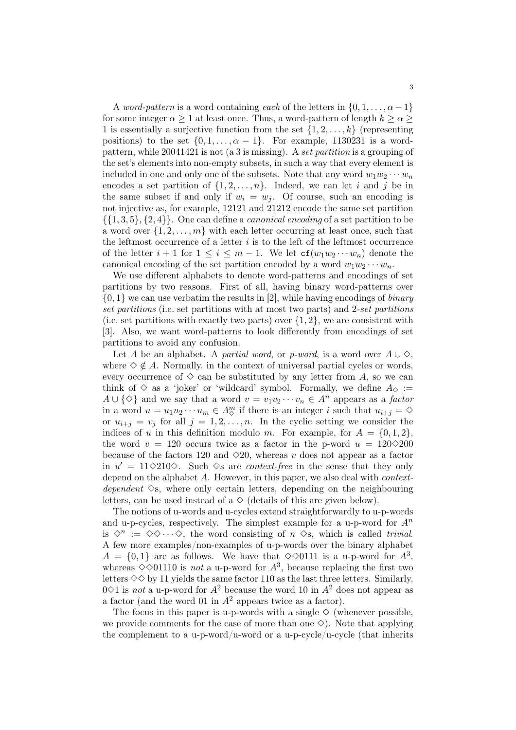A *word-pattern* is a word containing *each* of the letters in $\{0, 1, \ldots, \alpha - 1\}$ for some integer $\alpha \geq 1$ at least once. Thus, a word-pattern of length $k \geq \alpha \geq 1$ is essentially a surjective function from the set $\{1, 2, \ldots, k\}$ (representing positions) to the set $\{0, 1, \ldots, \alpha - 1\}$. For example, 1130231 is a word-pattern, while 20041421 is not (a 3 is missing). A *set partition* is a grouping of the set's elements into non-empty subsets, in such a way that every element is included in one and only one of the subsets. Note that any word $w_1 w_2 \cdots w_n$ encodes a set partition of $\{1, 2, \ldots, n\}$. Indeed, we can let $i$ and $j$ be in the same subset if and only if $w_i = w_j$. Of course, such an encoding is not injective as, for example, 12121 and 21212 encode the same set partition $\{\{1, 3, 5\}, \{2, 4\}\}$. One can define a *canonical encoding* of a set partition to be a word over $\{1, 2, \ldots, m\}$ with each letter occurring at least once, such that the leftmost occurrence of a letter $i$ is to the left of the leftmost occurrence of the letter $i + 1$ for $1 \leq i \leq m - 1$. We let $\texttt{cf}(w_1 w_2 \cdots w_n)$ denote the canonical encoding of the set partition encoded by a word $w_1 w_2 \cdots w_n$.

We use different alphabets to denote word-patterns and encodings of set partitions by two reasons. First of all, having binary word-patterns over $\{0, 1\}$ we can use verbatim the results in [2], while having encodings of *binary set partitions* (i.e. set partitions with at most two parts) and 2*-set partitions* (i.e. set partitions with exactly two parts) over $\{1, 2\}$, we are consistent with [3]. Also, we want word-patterns to look differently from encodings of set partitions to avoid any confusion.

Let $A$ be an alphabet. A *partial word*, or *p-word*, is a word over $A \cup \diamond$, where $\diamond \notin A$. Normally, in the context of universal partial cycles or words, every occurrence of $\diamond$ can be substituted by any letter from $A$, so we can think of $\diamond$ as a 'joker' or 'wildcard' symbol. Formally, we define $A_\diamond := A \cup \{\diamond\}$ and we say that a word $v = v_1 v_2 \cdots v_n \in A^n$ appears as a *factor* in a word $u = u_1 u_2 \cdots u_m \in A_\diamond^m$ if there is an integer $i$ such that $u_{i+j} = \diamond$ or $u_{i+j} = v_j$ for all $j = 1, 2, \ldots, n$. In the cyclic setting we consider the indices of $u$ in this definition modulo $m$. For example, for $A = \{0, 1, 2\}$, the word $v = 120$ occurs twice as a factor in the p-word $u = 120\diamond200$ because of the factors 120 and $\diamond20$, whereas $v$ does not appear as a factor in $u' = 11\diamond210\diamond$. Such $\diamond$s are *context-free* in the sense that they only depend on the alphabet $A$. However, in this paper, we also deal with *context-dependent* $\diamond$s, where only certain letters, depending on the neighbouring letters, can be used instead of a $\diamond$ (details of this are given below).

The notions of u-words and u-cycles extend straightforwardly to u-p-words and u-p-cycles, respectively. The simplest example for a u-p-word for $A^n$ is $\diamond^n := \diamond\diamond\cdots\diamond$, the word consisting of $n$ $\diamond$s, which is called *trivial*. A few more examples/non-examples of u-p-words over the binary alphabet $A = \{0, 1\}$ are as follows. We have that $\diamond\diamond0111$ is a u-p-word for $A^3$, whereas $\diamond\diamond01110$ is *not* a u-p-word for $A^3$, because replacing the first two letters $\diamond\diamond$ by 11 yields the same factor 110 as the last three letters. Similarly, $0\diamond1$ is *not* a u-p-word for $A^2$ because the word 10 in $A^2$ does not appear as a factor (and the word 01 in $A^2$ appears twice as a factor).

The focus in this paper is u-p-words with a single $\diamond$ (whenever possible, we provide comments for the case of more than one $\diamond$). Note that applying the complement to a u-p-word/u-word or a u-p-cycle/u-cycle (that inherits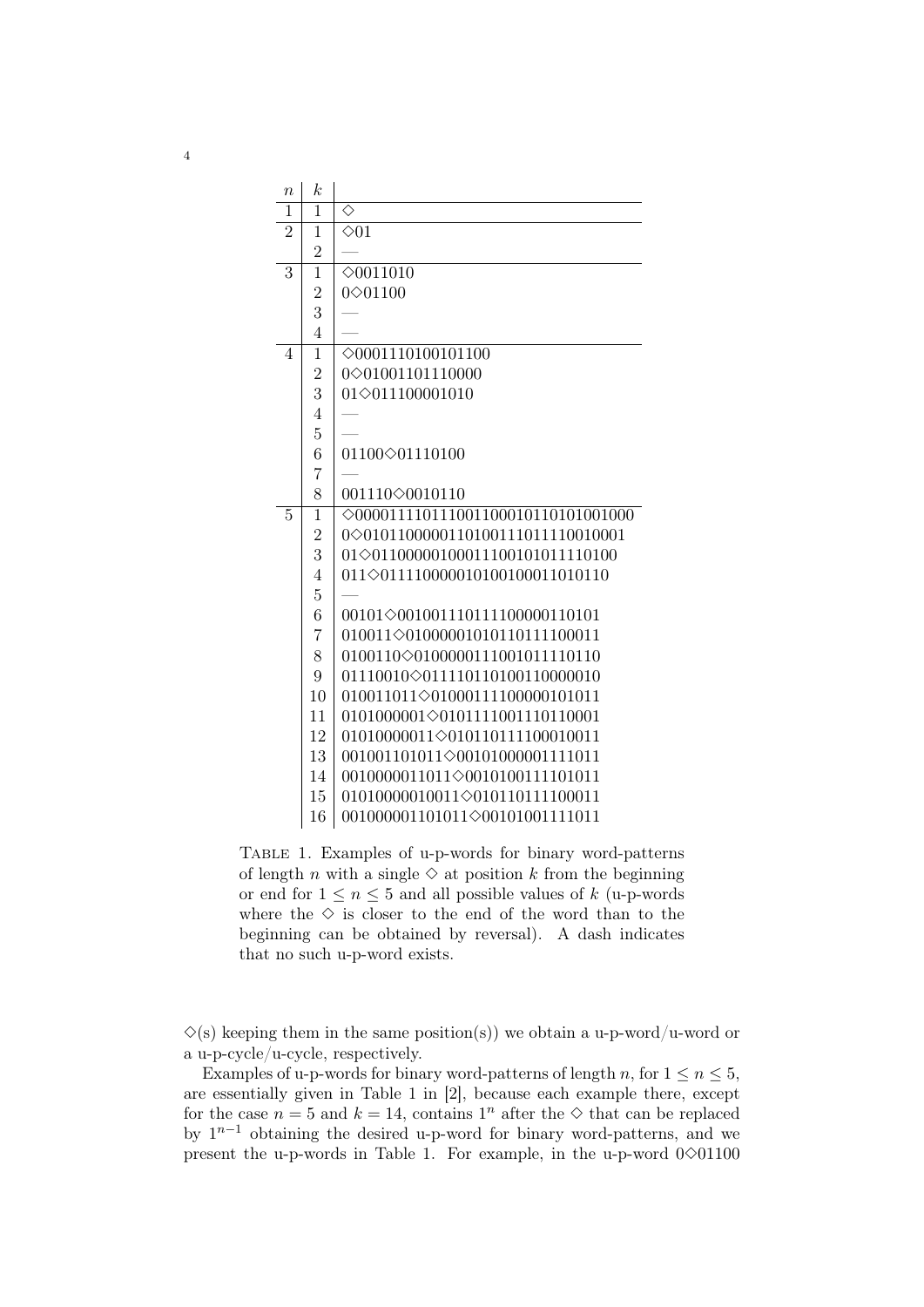| $n$ | $k$ | |
|---|---|---|
| 1 | 1 | $\diamond$ |
| 2 | 1 | $\diamond$01 |
| | 2 | — |
| 3 | 1 | $\diamond$0011010 |
| | 2 | 0$\diamond$01100 |
| | 3 | — |
| | 4 | — |
| 4 | 1 | $\diamond$0001110100101100 |
| | 2 | 0$\diamond$01001101110000 |
| | 3 | 01$\diamond$011100001010 |
| | 4 | — |
| | 5 | — |
| | 6 | 01100$\diamond$01110100 |
| | 7 | — |
| | 8 | 001110$\diamond$0010110 |
| 5 | 1 | $\diamond$000011110111001100010110101001000 |
| | 2 | 0$\diamond$0101100000110100111011110010001 |
| | 3 | 01$\diamond$0110000010001110010101111110100 |
| | 4 | 011$\diamond$01111000001010010001101011O |
| | 5 | — |
| | 6 | 00101$\diamond$0010011101111100000110101 |
| | 7 | 010011$\diamond$010000010101101111100011 |
| | 8 | 0100110$\diamond$01000000111001011110110 |
| | 9 | 01110010$\diamond$0111101101001100000010 |
| | 10 | 010011011$\diamond$01000111100000101011 |
| | 11 | 0101000001$\diamond$0101111001110110001 |
| | 12 | 01010000011$\diamond$010110111100010011 |
| | 13 | 001001101011$\diamond$00101000001111011 |
| | 14 | 0010000011011$\diamond$0010100111101011 |
| | 15 | 01010000010011$\diamond$010110111100011 |
| | 16 | 001000001101011$\diamond$00101001111011 |

Table 1. Examples of u-p-words for binary word-patterns of length $n$ with a single $\diamond$ at position $k$ from the beginning or end for $1 \leq n \leq 5$ and all possible values of $k$ (u-p-words where the $\diamond$ is closer to the end of the word than to the beginning can be obtained by reversal). A dash indicates that no such u-p-word exists.

$\diamond$(s) keeping them in the same position(s)) we obtain a u-p-word/u-word or a u-p-cycle/u-cycle, respectively.

Examples of u-p-words for binary word-patterns of length $n$, for $1 \leq n \leq 5$, are essentially given in Table 1 in [2], because each example there, except for the case $n = 5$ and $k = 14$, contains $1^n$ after the $\diamond$ that can be replaced by $1^{n-1}$ obtaining the desired u-p-word for binary word-patterns, and we present the u-p-words in Table 1. For example, in the u-p-word 0$\diamond$01100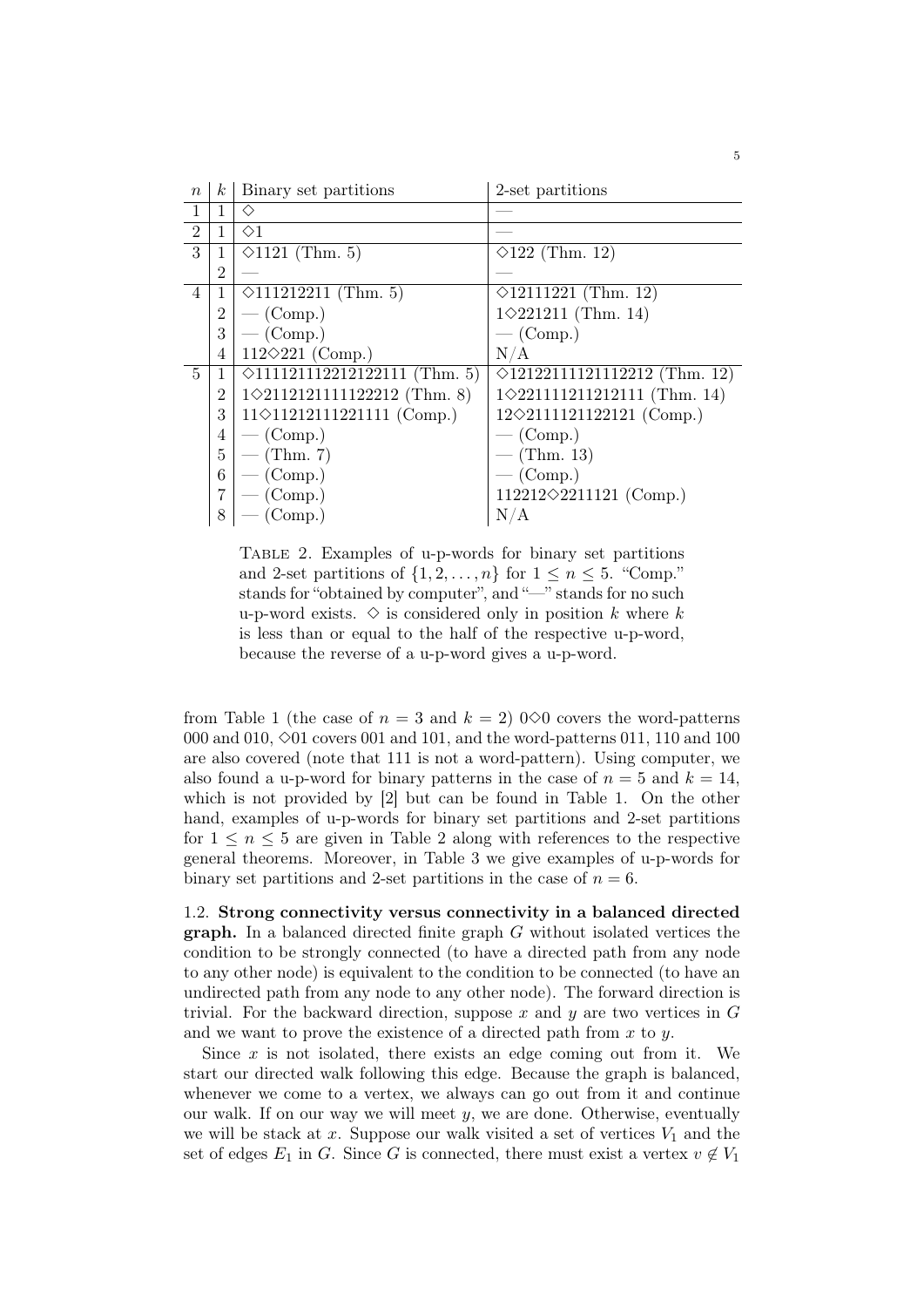| $n$ | $k$ | Binary set partitions | 2-set partitions |
|---|---|---|---|
| 1 | 1 | $\diamond$ | — |
| 2 | 1 | $\diamond$1 | — |
| 3 | 1 | $\diamond$1121 (Thm. 5) | $\diamond$122 (Thm. 12) |
| | 2 | — | — |
| 4 | 1 | $\diamond$111212211 (Thm. 5) | $\diamond$12111221 (Thm. 12) |
| | 2 | — (Comp.) | 1$\diamond$221211 (Thm. 14) |
| | 3 | — (Comp.) | — (Comp.) |
| | 4 | 112$\diamond$221 (Comp.) | N/A |
| 5 | 1 | $\diamond$111121112212122111 (Thm. 5) | $\diamond$12122111121112212 (Thm. 12) |
| | 2 | 1$\diamond$2112121111122212 (Thm. 8) | 1$\diamond$221111211212111 (Thm. 14) |
| | 3 | 11$\diamond$11212111221111 (Comp.) | 12$\diamond$2111121122121 (Comp.) |
| | 4 | — (Comp.) | — (Comp.) |
| | 5 | — (Thm. 7) | — (Thm. 13) |
| | 6 | — (Comp.) | — (Comp.) |
| | 7 | — (Comp.) | 112212$\diamond$2211121 (Comp.) |
| | 8 | — (Comp.) | N/A |

Table 2. Examples of u-p-words for binary set partitions and 2-set partitions of $\{1, 2, \ldots, n\}$ for $1 \leq n \leq 5$. "Comp." stands for "obtained by computer", and "—" stands for no such u-p-word exists. $\diamond$ is considered only in position $k$ where $k$ is less than or equal to the half of the respective u-p-word, because the reverse of a u-p-word gives a u-p-word.

from Table 1 (the case of $n = 3$ and $k = 2$) 0$\diamond$0 covers the word-patterns 000 and 010, $\diamond$01 covers 001 and 101, and the word-patterns 011, 110 and 100 are also covered (note that 111 is not a word-pattern). Using computer, we also found a u-p-word for binary patterns in the case of $n = 5$ and $k = 14$, which is not provided by [2] but can be found in Table 1. On the other hand, examples of u-p-words for binary set partitions and 2-set partitions for $1 \leq n \leq 5$ are given in Table 2 along with references to the respective general theorems. Moreover, in Table 3 we give examples of u-p-words for binary set partitions and 2-set partitions in the case of $n = 6$.

### 1.2. Strong connectivity versus connectivity in a balanced directed graph.

In a balanced directed finite graph $G$ without isolated vertices the condition to be strongly connected (to have a directed path from any node to any other node) is equivalent to the condition to be connected (to have an undirected path from any node to any other node). The forward direction is trivial. For the backward direction, suppose $x$ and $y$ are two vertices in $G$ and we want to prove the existence of a directed path from $x$ to $y$.

Since $x$ is not isolated, there exists an edge coming out from it. We start our directed walk following this edge. Because the graph is balanced, whenever we come to a vertex, we always can go out from it and continue our walk. If on our way we will meet $y$, we are done. Otherwise, eventually we will be stack at $x$. Suppose our walk visited a set of vertices $V_1$ and the set of edges $E_1$ in $G$. Since $G$ is connected, there must exist a vertex $v \notin V_1$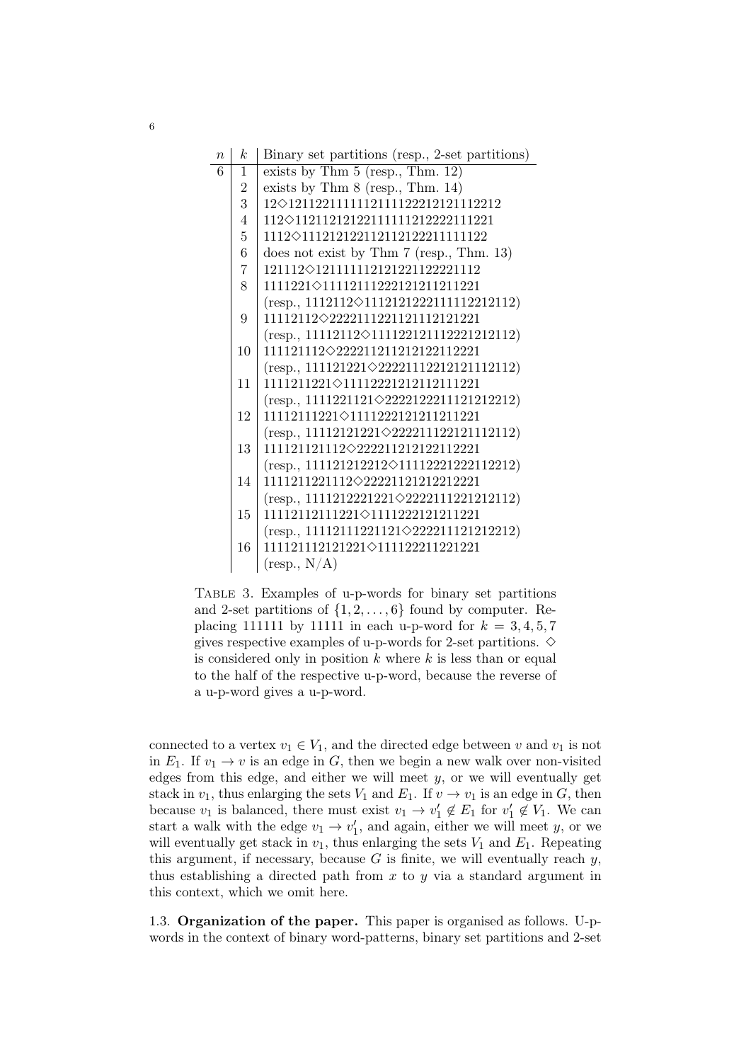| $n$ | $k$ | Binary set partitions (resp., 2-set partitions) |
|---|---|---|
| 6 | 1 | exists by Thm 5 (resp., Thm. 12) |
| | 2 | exists by Thm 8 (resp., Thm. 14) |
| | 3 | 12◇121122111111211112221212111 2212 |
| | 4 | 112◇112112121221111112122221 11221 |
| | 5 | 1112◇111212122112112122211111122 |
| | 6 | does not exist by Thm 7 (resp., Thm. 13) |
| | 7 | 121112◇1211111121212211222211 12 |
| | 8 | 1111221◇111121111222121211211221 |
| | | (resp., 1112112◇1112121222111111 2212112) |
| | 9 | 11112112◇22221111221121111212 1221 |
| | | (resp., 11112112◇1111221211122212 12112) |
| | 10 | 111121112◇2222112112121222112 21 |
| | | (resp., 111121221◇222211122121211 12112) |
| | 11 | 1111211221◇1111222121211211122 1 |
| | | (resp., 1111221121◇22221222111212 12212) |
| | 12 | 11112111221◇111122212121121122 1 |
| | | (resp., 11112121221◇2222111221211 12112) |
| | 13 | 111121121112◇2222112121221122 21 |
| | | (resp., 111121212212◇111122212221 12212) |
| | 14 | 1111211221112◇22221121212212221 |
| | | (resp., 1111212221221◇2222111221212112) |
| | 15 | 11112112111221◇1111222121211221 |
| | | (resp., 11112111221121◇222211121212212) |
| | 16 | 111121112121221◇111122211221221 |
| | | (resp., N/A) |

Table 3. Examples of u-p-words for binary set partitions and 2-set partitions of $\{1, 2, \ldots, 6\}$ found by computer. Replacing 111111 by 11111 in each u-p-word for $k = 3, 4, 5, 7$ gives respective examples of u-p-words for 2-set partitions. ◇ is considered only in position $k$ where $k$ is less than or equal to the half of the respective u-p-word, because the reverse of a u-p-word gives a u-p-word.

connected to a vertex $v_1 \in V_1$, and the directed edge between $v$ and $v_1$ is not in $E_1$. If $v_1 \to v$ is an edge in $G$, then we begin a new walk over non-visited edges from this edge, and either we will meet $y$, or we will eventually get stack in $v_1$, thus enlarging the sets $V_1$ and $E_1$. If $v \to v_1$ is an edge in $G$, then because $v_1$ is balanced, there must exist $v_1 \to v_1' \notin E_1$ for $v_1' \notin V_1$. We can start a walk with the edge $v_1 \to v_1'$, and again, either we will meet $y$, or we will eventually get stack in $v_1$, thus enlarging the sets $V_1$ and $E_1$. Repeating this argument, if necessary, because $G$ is finite, we will eventually reach $y$, thus establishing a directed path from $x$ to $y$ via a standard argument in this context, which we omit here.

### 1.3. Organization of the paper.

This paper is organised as follows. U-p-words in the context of binary word-patterns, binary set partitions and 2-set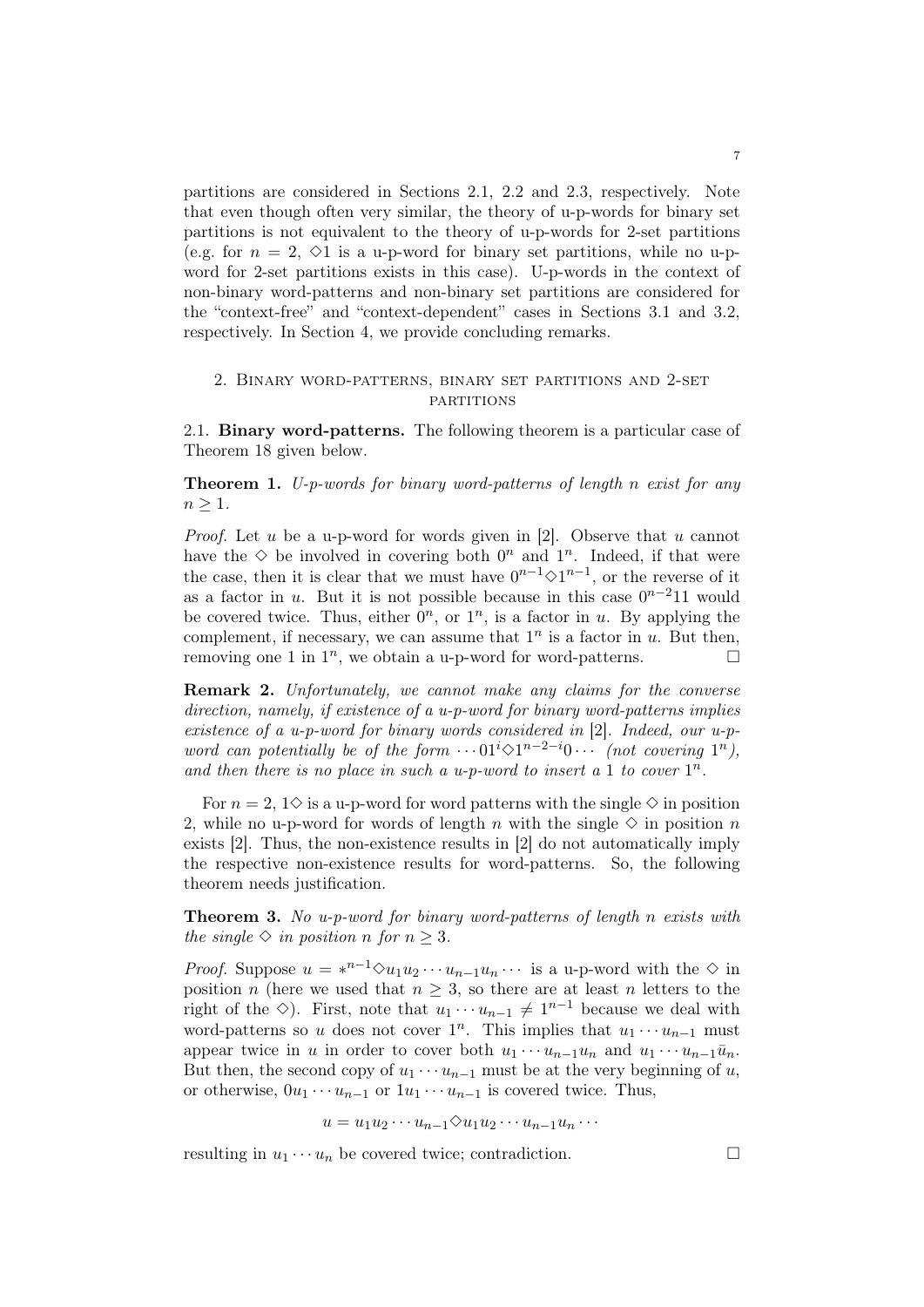partitions are considered in Sections 2.1, 2.2 and 2.3, respectively. Note that even though often very similar, the theory of u-p-words for binary set partitions is not equivalent to the theory of u-p-words for 2-set partitions (e.g. for $n = 2$, $\diamond 1$ is a u-p-word for binary set partitions, while no u-p-word for 2-set partitions exists in this case). U-p-words in the context of non-binary word-patterns and non-binary set partitions are considered for the "context-free" and "context-dependent" cases in Sections 3.1 and 3.2, respectively. In Section 4, we provide concluding remarks.

## 2. Binary word-patterns, binary set partitions and 2-set partitions

### 2.1. Binary word-patterns.

The following theorem is a particular case of Theorem 18 given below.

**Theorem 1.** *U-p-words for binary word-patterns of length $n$ exist for any $n \geq 1$.*

*Proof.* Let $u$ be a u-p-word for words given in [2]. Observe that $u$ cannot have the $\diamond$ be involved in covering both $0^n$ and $1^n$. Indeed, if that were the case, then it is clear that we must have $0^{n-1}\diamond 1^{n-1}$, or the reverse of it as a factor in $u$. But it is not possible because in this case $0^{n-2}11$ would be covered twice. Thus, either $0^n$, or $1^n$, is a factor in $u$. By applying the complement, if necessary, we can assume that $1^n$ is a factor in $u$. But then, removing one 1 in $1^n$, we obtain a u-p-word for word-patterns. □

**Remark 2.** *Unfortunately, we cannot make any claims for the converse direction, namely, if existence of a u-p-word for binary word-patterns implies existence of a u-p-word for binary words considered in [2]. Indeed, our u-p-word can potentially be of the form $\cdots 01^i\diamond 1^{n-2-i}0\cdots$ (not covering $1^n$), and then there is no place in such a u-p-word to insert a 1 to cover $1^n$.*

For $n = 2$, $1\diamond$ is a u-p-word for word patterns with the single $\diamond$ in position 2, while no u-p-word for words of length $n$ with the single $\diamond$ in position $n$ exists [2]. Thus, the non-existence results in [2] do not automatically imply the respective non-existence results for word-patterns. So, the following theorem needs justification.

**Theorem 3.** *No u-p-word for binary word-patterns of length $n$ exists with the single $\diamond$ in position $n$ for $n \geq 3$.*

*Proof.* Suppose $u = *^{n-1}\diamond u_1 u_2 \cdots u_{n-1} u_n \cdots$ is a u-p-word with the $\diamond$ in position $n$ (here we used that $n \geq 3$, so there are at least $n$ letters to the right of the $\diamond$). First, note that $u_1 \cdots u_{n-1} \neq 1^{n-1}$ because we deal with word-patterns so $u$ does not cover $1^n$. This implies that $u_1 \cdots u_{n-1}$ must appear twice in $u$ in order to cover both $u_1 \cdots u_{n-1} u_n$ and $u_1 \cdots u_{n-1} \bar{u}_n$. But then, the second copy of $u_1 \cdots u_{n-1}$ must be at the very beginning of $u$, or otherwise, $0u_1 \cdots u_{n-1}$ or $1u_1 \cdots u_{n-1}$ is covered twice. Thus,

$$u = u_1 u_2 \cdots u_{n-1}\diamond u_1 u_2 \cdots u_{n-1} u_n \cdots$$

resulting in $u_1 \cdots u_n$ be covered twice; contradiction. □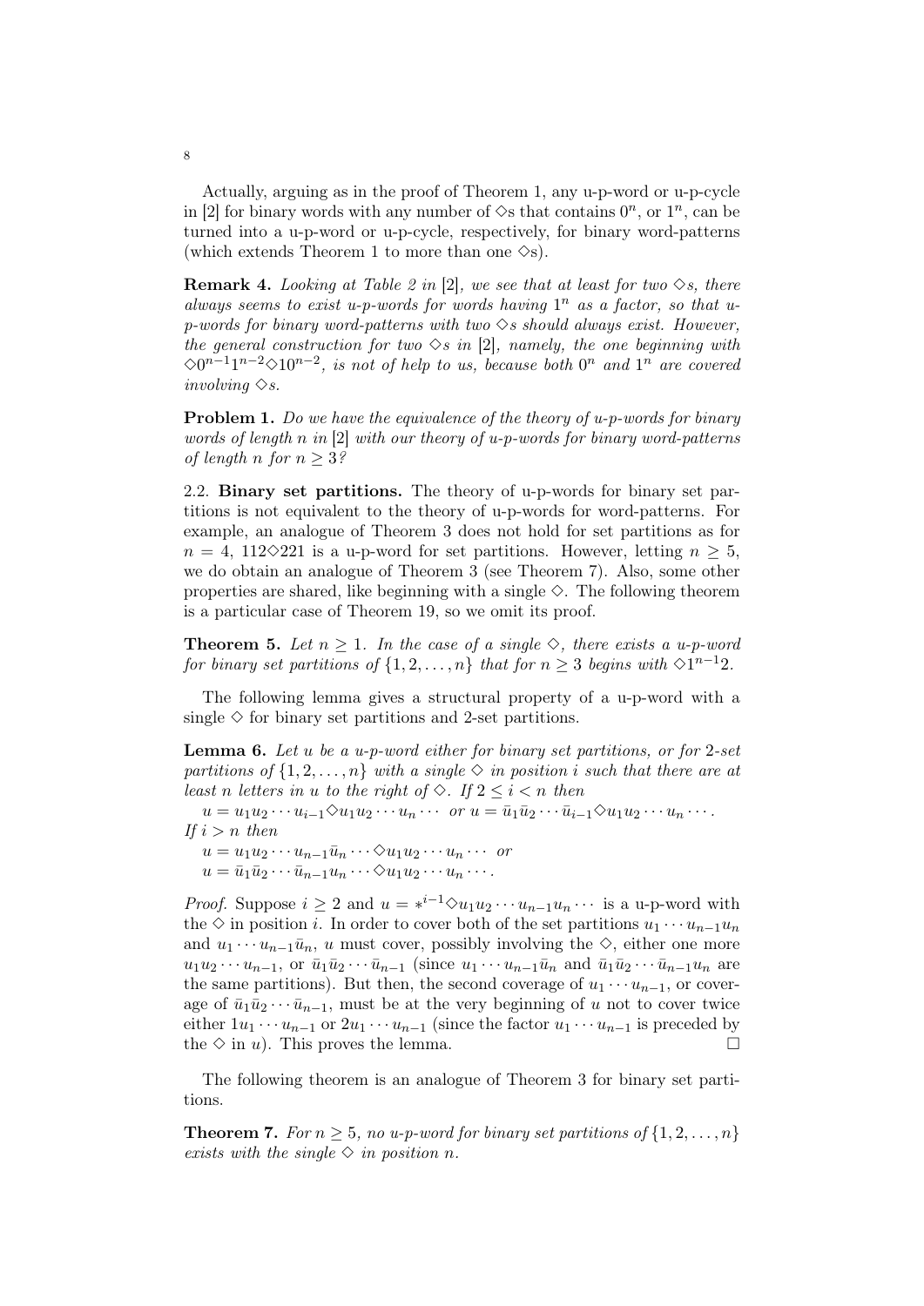Actually, arguing as in the proof of Theorem 1, any u-p-word or u-p-cycle in [2] for binary words with any number of $\diamond$s that contains $0^n$, or $1^n$, can be turned into a u-p-word or u-p-cycle, respectively, for binary word-patterns (which extends Theorem 1 to more than one $\diamond$s).

**Remark 4.** *Looking at Table 2 in* [2]*, we see that at least for two $\diamond$s, there always seems to exist u-p-words for words having $1^n$ as a factor, so that u-p-words for binary word-patterns with two $\diamond$s should always exist. However, the general construction for two $\diamond$s in* [2]*, namely, the one beginning with $\diamond 0^{n-1}1^{n-2}\diamond 10^{n-2}$, is not of help to us, because both $0^n$ and $1^n$ are covered involving $\diamond$s.*

**Problem 1.** *Do we have the equivalence of the theory of u-p-words for binary words of length $n$ in* [2] *with our theory of u-p-words for binary word-patterns of length $n$ for $n \geq 3$?*

2.2. **Binary set partitions.** The theory of u-p-words for binary set partitions is not equivalent to the theory of u-p-words for word-patterns. For example, an analogue of Theorem 3 does not hold for set partitions as for $n = 4$, $112\diamond 221$ is a u-p-word for set partitions. However, letting $n \geq 5$, we do obtain an analogue of Theorem 3 (see Theorem 7). Also, some other properties are shared, like beginning with a single $\diamond$. The following theorem is a particular case of Theorem 19, so we omit its proof.

**Theorem 5.** *Let $n \geq 1$. In the case of a single $\diamond$, there exists a u-p-word for binary set partitions of $\{1, 2, \ldots, n\}$ that for $n \geq 3$ begins with $\diamond 1^{n-1}2$.*

The following lemma gives a structural property of a u-p-word with a single $\diamond$ for binary set partitions and 2-set partitions.

**Lemma 6.** *Let $u$ be a u-p-word either for binary set partitions, or for 2-set partitions of $\{1, 2, \ldots, n\}$ with a single $\diamond$ in position $i$ such that there are at least $n$ letters in $u$ to the right of $\diamond$. If $2 \leq i < n$ then*

$u = u_1u_2\cdots u_{i-1}\diamond u_1u_2\cdots u_n\cdots$ *or* $u = \bar{u}_1\bar{u}_2\cdots\bar{u}_{i-1}\diamond u_1u_2\cdots u_n\cdots$.

*If $i > n$ then*

$u = u_1u_2\cdots u_{n-1}\bar{u}_n\cdots\diamond u_1u_2\cdots u_n\cdots$ *or*

$u = \bar{u}_1\bar{u}_2\cdots\bar{u}_{n-1}u_n\cdots\diamond u_1u_2\cdots u_n\cdots$.

*Proof.* Suppose $i \geq 2$ and $u = *^{i-1}\diamond u_1u_2\cdots u_{n-1}u_n\cdots$ is a u-p-word with the $\diamond$ in position $i$. In order to cover both of the set partitions $u_1\cdots u_{n-1}u_n$ and $u_1\cdots u_{n-1}\bar{u}_n$, $u$ must cover, possibly involving the $\diamond$, either one more $u_1u_2\cdots u_{n-1}$, or $\bar{u}_1\bar{u}_2\cdots\bar{u}_{n-1}$ (since $u_1\cdots u_{n-1}\bar{u}_n$ and $\bar{u}_1\bar{u}_2\cdots\bar{u}_{n-1}u_n$ are the same partitions). But then, the second coverage of $u_1\cdots u_{n-1}$, or coverage of $\bar{u}_1\bar{u}_2\cdots\bar{u}_{n-1}$, must be at the very beginning of $u$ not to cover twice either $1u_1\cdots u_{n-1}$ or $2u_1\cdots u_{n-1}$ (since the factor $u_1\cdots u_{n-1}$ is preceded by the $\diamond$ in $u$). This proves the lemma. $\square$

The following theorem is an analogue of Theorem 3 for binary set partitions.

**Theorem 7.** *For $n \geq 5$, no u-p-word for binary set partitions of $\{1, 2, \ldots, n\}$ exists with the single $\diamond$ in position $n$.*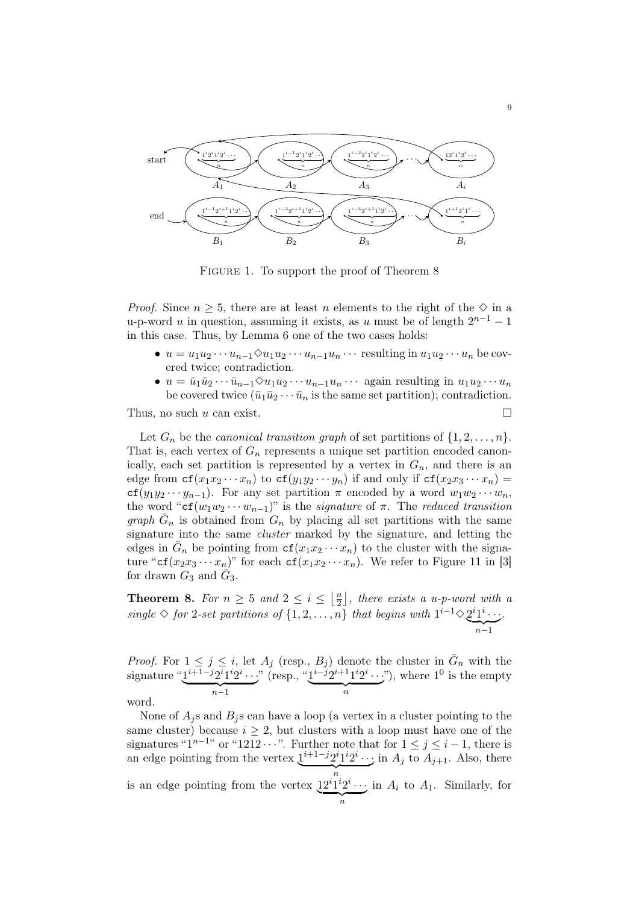Figure 1. To support the proof of Theorem 8

*Proof.* Since $n \geq 5$, there are at least $n$ elements to the right of the $\diamond$ in a u-p-word $u$ in question, assuming it exists, as $u$ must be of length $2^{n-1}-1$ in this case. Thus, by Lemma 6 one of the two cases holds:

- $u = u_1u_2\cdots u_{n-1}\diamond u_1u_2\cdots u_{n-1}u_n\cdots$ resulting in $u_1u_2\cdots u_n$ be covered twice; contradiction.
- $u = \bar{u}_1\bar{u}_2\cdots\bar{u}_{n-1}\diamond u_1u_2\cdots u_{n-1}u_n\cdots$ again resulting in $u_1u_2\cdots u_n$ be covered twice ($\bar{u}_1\bar{u}_2\cdots\bar{u}_n$ is the same set partition); contradiction.

Thus, no such $u$ can exist. $\square$

Let $G_n$ be the *canonical transition graph* of set partitions of $\{1,2,\ldots,n\}$. That is, each vertex of $G_n$ represents a unique set partition encoded canonically, each set partition is represented by a vertex in $G_n$, and there is an edge from $\mathtt{cf}(x_1x_2\cdots x_n)$ to $\mathtt{cf}(y_1y_2\cdots y_n)$ if and only if $\mathtt{cf}(x_2x_3\cdots x_n) = \mathtt{cf}(y_1y_2\cdots y_{n-1})$. For any set partition $\pi$ encoded by a word $w_1w_2\cdots w_n$, the word "$\mathtt{cf}(w_1w_2\cdots w_{n-1})$" is the *signature* of $\pi$. The *reduced transition graph* $\bar{G}_n$ is obtained from $G_n$ by placing all set partitions with the same signature into the same *cluster* marked by the signature, and letting the edges in $\bar{G}_n$ be pointing from $\mathtt{cf}(x_1x_2\cdots x_n)$ to the cluster with the signature "$\mathtt{cf}(x_2x_3\cdots x_n)$" for each $\mathtt{cf}(x_1x_2\cdots x_n)$. We refer to Figure 11 in [3] for drawn $G_3$ and $\bar{G}_3$.

**Theorem 8.** *For $n \geq 5$ and $2 \leq i \leq \left\lfloor \frac{n}{2} \right\rfloor$, there exists a u-p-word with a single $\diamond$ for 2-set partitions of $\{1,2,\ldots,n\}$ that begins with $1^{i-1}\diamond\underbrace{2^i1^i\cdots}_{n-1}$.*

*Proof.* For $1 \leq j \leq i$, let $A_j$ (resp., $B_j$) denote the cluster in $\bar{G}_n$ with the signature "$\underbrace{1^{i+1-j}2^i1^i2^i\cdots}_{n-1}$" (resp., "$\underbrace{1^{i-j}2^{i+1}1^i2^i\cdots}_{n}$"), where $1^0$ is the empty word.

None of $A_j$s and $B_j$s can have a loop (a vertex in a cluster pointing to the same cluster) because $i \geq 2$, but clusters with a loop must have one of the signatures "$1^{n-1}$" or "$1212\cdots$". Further note that for $1 \leq j \leq i-1$, there is an edge pointing from the vertex $\underbrace{1^{i+1-j}2^i1^i2^i\cdots}_{n}$ in $A_j$ to $A_{j+1}$. Also, there is an edge pointing from the vertex $\underbrace{12^i1^i2^i\cdots}_{n}$ in $A_i$ to $A_1$. Similarly, for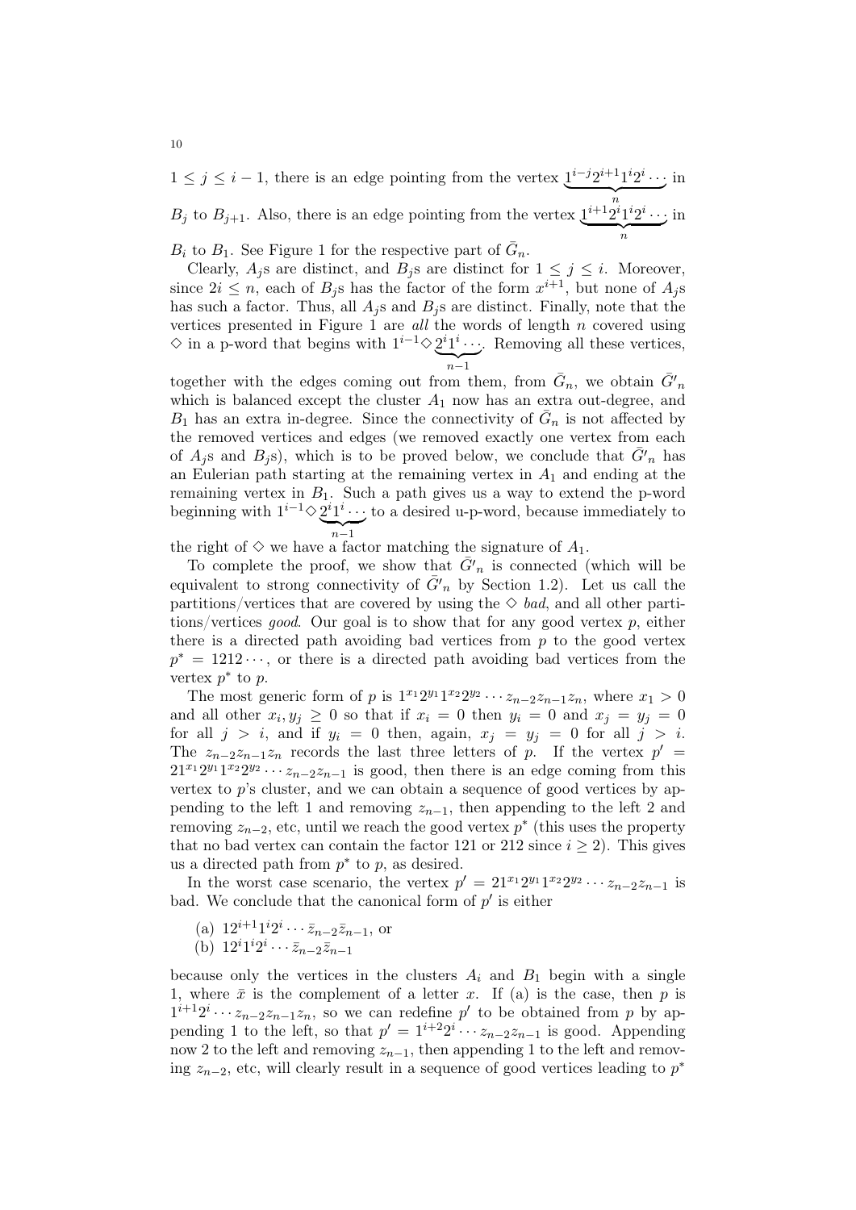$1 \leq j \leq i-1$, there is an edge pointing from the vertex $\underbrace{1^{i-j}2^{i+1}1^i2^i\cdots}_{n}$ in $B_j$ to $B_{j+1}$. Also, there is an edge pointing from the vertex $\underbrace{1^{i+1}2^i1^i2^i\cdots}_{n}$ in $B_i$ to $B_1$. See Figure 1 for the respective part of $\bar{G}_n$.

Clearly, $A_j$s are distinct, and $B_j$s are distinct for $1 \leq j \leq i$. Moreover, since $2i \leq n$, each of $B_j$s has the factor of the form $x^{i+1}$, but none of $A_j$s has such a factor. Thus, all $A_j$s and $B_j$s are distinct. Finally, note that the vertices presented in Figure 1 are *all* the words of length $n$ covered using $\diamond$ in a p-word that begins with $1^{i-1}\diamond\underbrace{2^i1^i\cdots}_{n-1}$. Removing all these vertices, together with the edges coming out from them, from $\bar{G}_n$, we obtain $\bar{G}'_n$ which is balanced except the cluster $A_1$ now has an extra out-degree, and $B_1$ has an extra in-degree. Since the connectivity of $\bar{G}_n$ is not affected by the removed vertices and edges (we removed exactly one vertex from each of $A_j$s and $B_j$s), which is to be proved below, we conclude that $\bar{G}'_n$ has an Eulerian path starting at the remaining vertex in $A_1$ and ending at the remaining vertex in $B_1$. Such a path gives us a way to extend the p-word beginning with $1^{i-1}\diamond\underbrace{2^i1^i\cdots}_{n-1}$ to a desired u-p-word, because immediately to the right of $\diamond$ we have a factor matching the signature of $A_1$.

To complete the proof, we show that $\bar{G}'_n$ is connected (which will be equivalent to strong connectivity of $\bar{G}'_n$ by Section 1.2). Let us call the partitions/vertices that are covered by using the $\diamond$ *bad*, and all other partitions/vertices *good*. Our goal is to show that for any good vertex $p$, either there is a directed path avoiding bad vertices from $p$ to the good vertex $p^* = 1212\cdots$, or there is a directed path avoiding bad vertices from the vertex $p^*$ to $p$.

The most generic form of $p$ is $1^{x_1}2^{y_1}1^{x_2}2^{y_2}\cdots z_{n-2}z_{n-1}z_n$, where $x_1 > 0$ and all other $x_i, y_j \geq 0$ so that if $x_i = 0$ then $y_i = 0$ and $x_j = y_j = 0$ for all $j > i$, and if $y_i = 0$ then, again, $x_j = y_j = 0$ for all $j > i$. The $z_{n-2}z_{n-1}z_n$ records the last three letters of $p$. If the vertex $p' = 21^{x_1}2^{y_1}1^{x_2}2^{y_2}\cdots z_{n-2}z_{n-1}$ is good, then there is an edge coming from this vertex to $p$'s cluster, and we can obtain a sequence of good vertices by appending to the left 1 and removing $z_{n-1}$, then appending to the left 2 and removing $z_{n-2}$, etc, until we reach the good vertex $p^*$ (this uses the property that no bad vertex can contain the factor 121 or 212 since $i \geq 2$). This gives us a directed path from $p^*$ to $p$, as desired.

In the worst case scenario, the vertex $p' = 21^{x_1}2^{y_1}1^{x_2}2^{y_2}\cdots z_{n-2}z_{n-1}$ is bad. We conclude that the canonical form of $p'$ is either

(a) $12^{i+1}1^i2^i\cdots\bar{z}_{n-2}\bar{z}_{n-1}$, or
(b) $12^i1^i2^i\cdots\bar{z}_{n-2}\bar{z}_{n-1}$

because only the vertices in the clusters $A_i$ and $B_1$ begin with a single 1, where $\bar{x}$ is the complement of a letter $x$. If (a) is the case, then $p$ is $1^{i+1}2^i\cdots z_{n-2}z_{n-1}z_n$, so we can redefine $p'$ to be obtained from $p$ by appending 1 to the left, so that $p' = 1^{i+2}2^i\cdots z_{n-2}z_{n-1}$ is good. Appending now 2 to the left and removing $z_{n-1}$, then appending 1 to the left and removing $z_{n-2}$, etc, will clearly result in a sequence of good vertices leading to $p^*$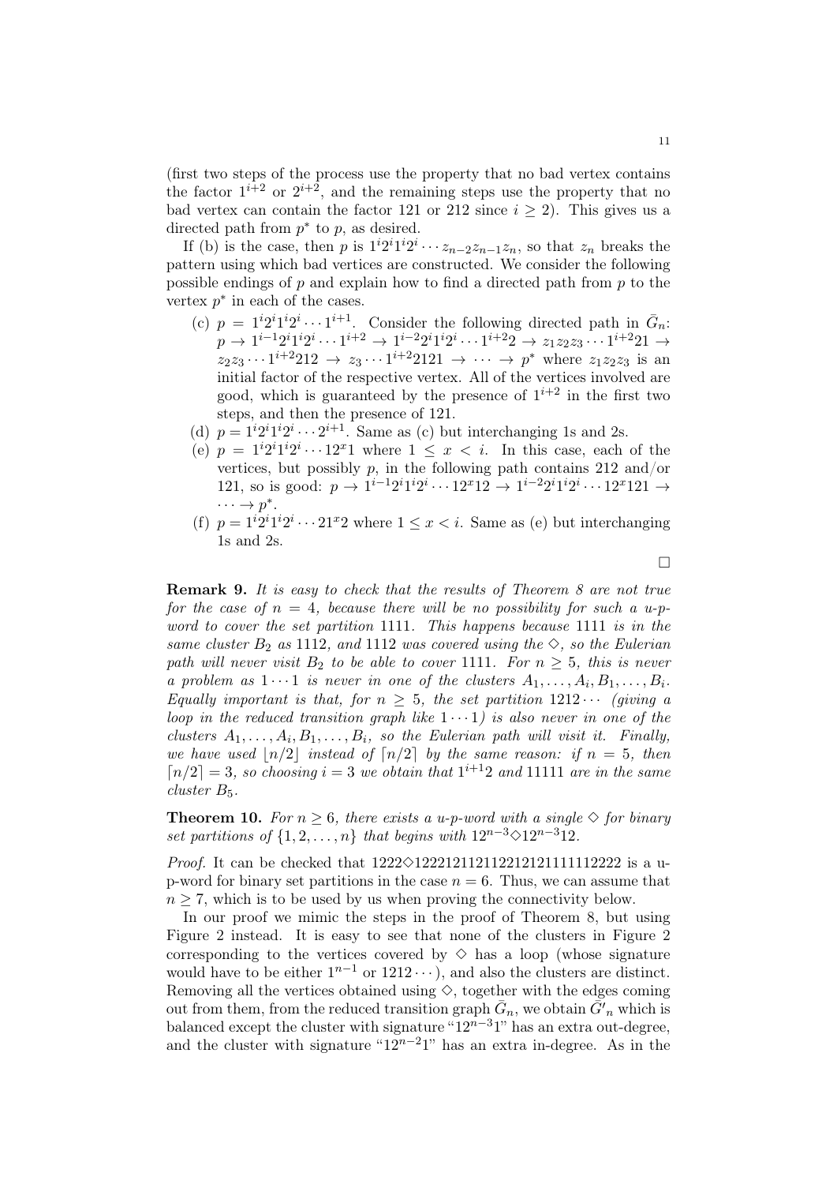(first two steps of the process use the property that no bad vertex contains the factor $1^{i+2}$ or $2^{i+2}$, and the remaining steps use the property that no bad vertex can contain the factor 121 or 212 since $i \geq 2$). This gives us a directed path from $p^*$ to $p$, as desired.

If (b) is the case, then $p$ is $1^i2^i1^i2^i \cdots z_{n-2}z_{n-1}z_n$, so that $z_n$ breaks the pattern using which bad vertices are constructed. We consider the following possible endings of $p$ and explain how to find a directed path from $p$ to the vertex $p^*$ in each of the cases.

- (c) $p = 1^i2^i1^i2^i \cdots 1^{i+1}$. Consider the following directed path in $\bar{G}_n$: $p \to 1^{i-1}2^i1^i2^i \cdots 1^{i+2} \to 1^{i-2}2^i1^i2^i \cdots 1^{i+2}2 \to z_1z_2z_3 \cdots 1^{i+2}21 \to z_2z_3 \cdots 1^{i+2}212 \to z_3 \cdots 1^{i+2}2121 \to \cdots \to p^*$ where $z_1z_2z_3$ is an initial factor of the respective vertex. All of the vertices involved are good, which is guaranteed by the presence of $1^{i+2}$ in the first two steps, and then the presence of 121.
- (d) $p = 1^i2^i1^i2^i \cdots 2^{i+1}$. Same as (c) but interchanging 1s and 2s.
- (e) $p = 1^i2^i1^i2^i \cdots 12^x1$ where $1 \leq x < i$. In this case, each of the vertices, but possibly $p$, in the following path contains 212 and/or 121, so is good: $p \to 1^{i-1}2^i1^i2^i \cdots 12^x12 \to 1^{i-2}2^i1^i2^i \cdots 12^x121 \to \cdots \to p^*$.
- (f) $p = 1^i2^i1^i2^i \cdots 21^x2$ where $1 \leq x < i$. Same as (e) but interchanging 1s and 2s.

□

**Remark 9.** *It is easy to check that the results of Theorem 8 are not true for the case of $n = 4$, because there will be no possibility for such a u-p-word to cover the set partition* 1111*. This happens because* 1111 *is in the same cluster $B_2$ as* 1112*, and* 1112 *was covered using the $\diamond$, so the Eulerian path will never visit $B_2$ to be able to cover* 1111*. For $n \geq 5$, this is never a problem as $1 \cdots 1$ is never in one of the clusters $A_1, \ldots, A_i, B_1, \ldots, B_i$. Equally important is that, for $n \geq 5$, the set partition $1212 \cdots$ (giving a loop in the reduced transition graph like $1 \cdots 1$) is also never in one of the clusters $A_1, \ldots, A_i, B_1, \ldots, B_i$, so the Eulerian path will visit it. Finally, we have used $\lfloor n/2 \rfloor$ instead of $\lceil n/2 \rceil$ by the same reason: if $n = 5$, then $\lceil n/2 \rceil = 3$, so choosing $i = 3$ we obtain that $1^{i+1}2$ and* 11111 *are in the same cluster $B_5$.*

**Theorem 10.** *For $n \geq 6$, there exists a u-p-word with a single $\diamond$ for binary set partitions of $\{1, 2, \ldots, n\}$ that begins with $12^{n-3}\diamond 12^{n-3}12$.*

*Proof.* It can be checked that $1222\diamond 122212112112212121111112222$ is a u-p-word for binary set partitions in the case $n = 6$. Thus, we can assume that $n \geq 7$, which is to be used by us when proving the connectivity below.

In our proof we mimic the steps in the proof of Theorem 8, but using Figure 2 instead. It is easy to see that none of the clusters in Figure 2 corresponding to the vertices covered by $\diamond$ has a loop (whose signature would have to be either $1^{n-1}$ or $1212 \cdots$), and also the clusters are distinct. Removing all the vertices obtained using $\diamond$, together with the edges coming out from them, from the reduced transition graph $\bar{G}_n$, we obtain $\bar{G}'_n$ which is balanced except the cluster with signature "$12^{n-3}1$" has an extra out-degree, and the cluster with signature "$12^{n-2}1$" has an extra in-degree. As in the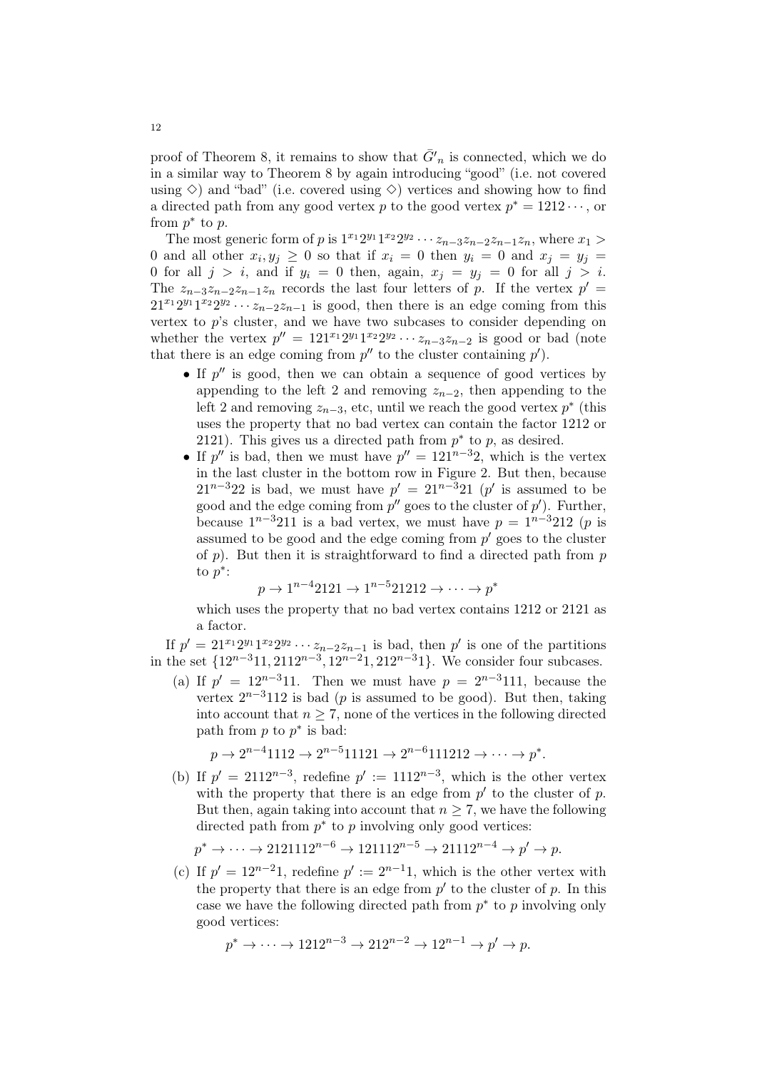proof of Theorem 8, it remains to show that $\bar{G}'_n$ is connected, which we do in a similar way to Theorem 8 by again introducing "good" (i.e. not covered using $\diamond$) and "bad" (i.e. covered using $\diamond$) vertices and showing how to find a directed path from any good vertex $p$ to the good vertex $p^* = 1212\cdots$, or from $p^*$ to $p$.

The most generic form of $p$ is $1^{x_1}2^{y_1}1^{x_2}2^{y_2}\cdots z_{n-3}z_{n-2}z_{n-1}z_n$, where $x_1 > 0$ and all other $x_i, y_j \geq 0$ so that if $x_i = 0$ then $y_i = 0$ and $x_j = y_j = 0$ for all $j > i$, and if $y_i = 0$ then, again, $x_j = y_j = 0$ for all $j > i$. The $z_{n-3}z_{n-2}z_{n-1}z_n$ records the last four letters of $p$. If the vertex $p' = 21^{x_1}2^{y_1}1^{x_2}2^{y_2}\cdots z_{n-2}z_{n-1}$ is good, then there is an edge coming from this vertex to $p$'s cluster, and we have two subcases to consider depending on whether the vertex $p'' = 121^{x_1}2^{y_1}1^{x_2}2^{y_2}\cdots z_{n-3}z_{n-2}$ is good or bad (note that there is an edge coming from $p''$ to the cluster containing $p'$).

- If $p''$ is good, then we can obtain a sequence of good vertices by appending to the left 2 and removing $z_{n-2}$, then appending to the left 2 and removing $z_{n-3}$, etc, until we reach the good vertex $p^*$ (this uses the property that no bad vertex can contain the factor 1212 or 2121). This gives us a directed path from $p^*$ to $p$, as desired.
- If $p''$ is bad, then we must have $p'' = 121^{n-3}2$, which is the vertex in the last cluster in the bottom row in Figure 2. But then, because $21^{n-3}22$ is bad, we must have $p' = 21^{n-3}21$ ($p'$ is assumed to be good and the edge coming from $p''$ goes to the cluster of $p'$). Further, because $1^{n-3}211$ is a bad vertex, we must have $p = 1^{n-3}212$ ($p$ is assumed to be good and the edge coming from $p'$ goes to the cluster of $p$). But then it is straightforward to find a directed path from $p$ to $p^*$:
$$p \to 1^{n-4}2121 \to 1^{n-5}21212 \to \cdots \to p^*$$
which uses the property that no bad vertex contains 1212 or 2121 as a factor.

If $p' = 21^{x_1}2^{y_1}1^{x_2}2^{y_2}\cdots z_{n-2}z_{n-1}$ is bad, then $p'$ is one of the partitions in the set $\{12^{n-3}11, 2112^{n-3}, 12^{n-2}1, 212^{n-3}1\}$. We consider four subcases.

(a) If $p' = 12^{n-3}11$. Then we must have $p = 2^{n-3}111$, because the vertex $2^{n-3}112$ is bad ($p$ is assumed to be good). But then, taking into account that $n \geq 7$, none of the vertices in the following directed path from $p$ to $p^*$ is bad:
$$p \to 2^{n-4}1112 \to 2^{n-5}11121 \to 2^{n-6}111212 \to \cdots \to p^*.$$

(b) If $p' = 2112^{n-3}$, redefine $p' := 1112^{n-3}$, which is the other vertex with the property that there is an edge from $p'$ to the cluster of $p$. But then, again taking into account that $n \geq 7$, we have the following directed path from $p^*$ to $p$ involving only good vertices:
$$p^* \to \cdots \to 2121112^{n-6} \to 121112^{n-5} \to 21112^{n-4} \to p' \to p.$$

(c) If $p' = 12^{n-2}1$, redefine $p' := 2^{n-1}1$, which is the other vertex with the property that there is an edge from $p'$ to the cluster of $p$. In this case we have the following directed path from $p^*$ to $p$ involving only good vertices:
$$p^* \to \cdots \to 1212^{n-3} \to 212^{n-2} \to 12^{n-1} \to p' \to p.$$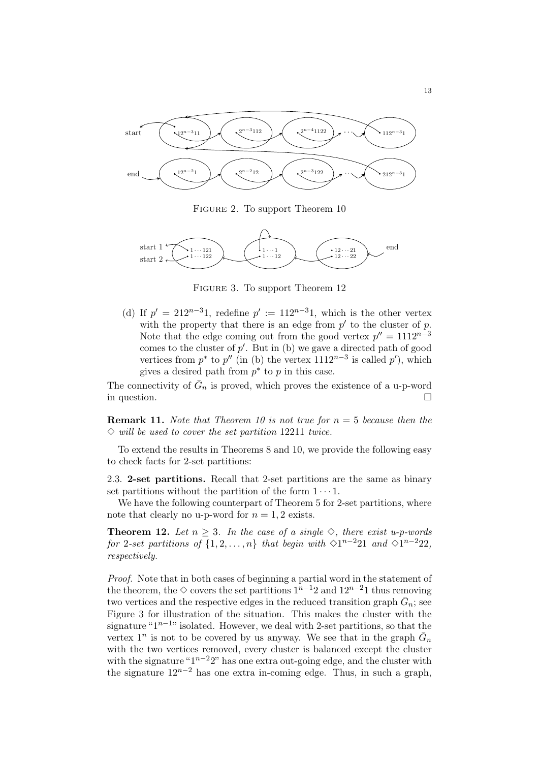FIGURE 2. To support Theorem 10

FIGURE 3. To support Theorem 12

(d) If $p' = 212^{n-3}1$, redefine $p' := 112^{n-3}1$, which is the other vertex with the property that there is an edge from $p'$ to the cluster of $p$. Note that the edge coming out from the good vertex $p'' = 1112^{n-3}$ comes to the cluster of $p'$. But in (b) we gave a directed path of good vertices from $p^*$ to $p''$ (in (b) the vertex $1112^{n-3}$ is called $p'$), which gives a desired path from $p^*$ to $p$ in this case.

The connectivity of $\bar{G}_n$ is proved, which proves the existence of a u-p-word in question. □

**Remark 11.** *Note that Theorem 10 is not true for $n = 5$ because then the $\diamond$ will be used to cover the set partition 12211 twice.*

To extend the results in Theorems 8 and 10, we provide the following easy to check facts for 2-set partitions:

### 2.3. 2-set partitions.

Recall that 2-set partitions are the same as binary set partitions without the partition of the form $1 \cdots 1$.

We have the following counterpart of Theorem 5 for 2-set partitions, where note that clearly no u-p-word for $n = 1, 2$ exists.

**Theorem 12.** *Let $n \geq 3$. In the case of a single $\diamond$, there exist u-p-words for 2-set partitions of $\{1, 2, \ldots, n\}$ that begin with $\diamond 1^{n-2}21$ and $\diamond 1^{n-2}22$, respectively.*

*Proof.* Note that in both cases of beginning a partial word in the statement of the theorem, the $\diamond$ covers the set partitions $1^{n-1}2$ and $12^{n-2}1$ thus removing two vertices and the respective edges in the reduced transition graph $\bar{G}_n$; see Figure 3 for illustration of the situation. This makes the cluster with the signature "$1^{n-1}$" isolated. However, we deal with 2-set partitions, so that the vertex $1^n$ is not to be covered by us anyway. We see that in the graph $\bar{G}_n$ with the two vertices removed, every cluster is balanced except the cluster with the signature "$1^{n-2}2$" has one extra out-going edge, and the cluster with the signature $12^{n-2}$ has one extra in-coming edge. Thus, in such a graph,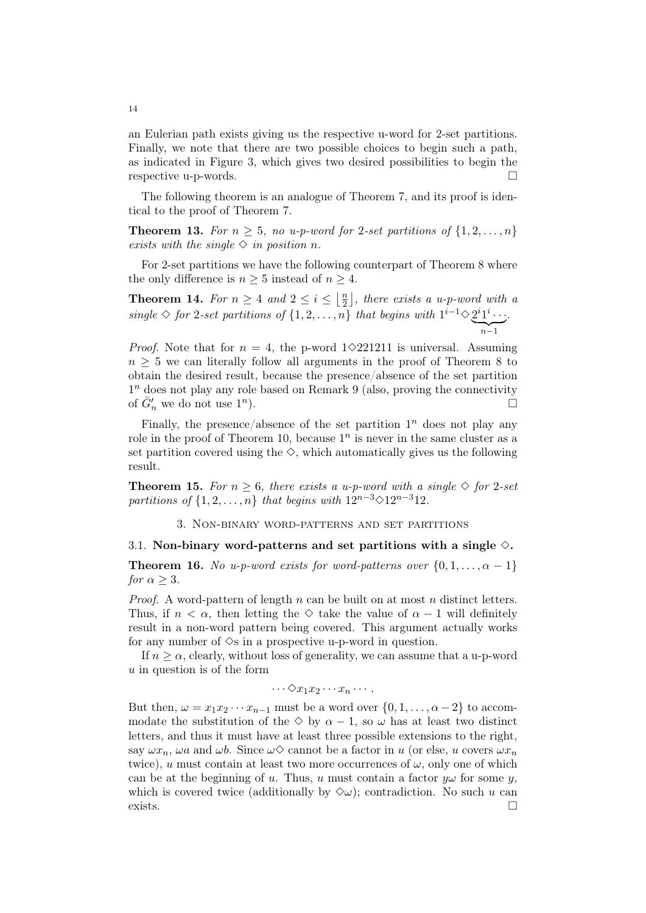an Eulerian path exists giving us the respective u-word for 2-set partitions. Finally, we note that there are two possible choices to begin such a path, as indicated in Figure 3, which gives two desired possibilities to begin the respective u-p-words. □

The following theorem is an analogue of Theorem 7, and its proof is identical to the proof of Theorem 7.

**Theorem 13.** *For $n \geq 5$, no u-p-word for 2-set partitions of $\{1, 2, \ldots, n\}$ exists with the single $\diamond$ in position $n$.*

For 2-set partitions we have the following counterpart of Theorem 8 where the only difference is $n \geq 5$ instead of $n \geq 4$.

**Theorem 14.** *For $n \geq 4$ and $2 \leq i \leq \lfloor \frac{n}{2} \rfloor$, there exists a u-p-word with a single $\diamond$ for 2-set partitions of $\{1, 2, \ldots, n\}$ that begins with $1^{i-1}\diamond\underbrace{2^i1^i\cdots}_{n-1}$.*

*Proof.* Note that for $n = 4$, the p-word $1\diamond221211$ is universal. Assuming $n \geq 5$ we can literally follow all arguments in the proof of Theorem 8 to obtain the desired result, because the presence/absence of the set partition $1^n$ does not play any role based on Remark 9 (also, proving the connectivity of $\bar{G}'_n$ we do not use $1^n$). □

Finally, the presence/absence of the set partition $1^n$ does not play any role in the proof of Theorem 10, because $1^n$ is never in the same cluster as a set partition covered using the $\diamond$, which automatically gives us the following result.

**Theorem 15.** *For $n \geq 6$, there exists a u-p-word with a single $\diamond$ for 2-set partitions of $\{1, 2, \ldots, n\}$ that begins with $12^{n-3}\diamond12^{n-3}12$.*

## 3. Non-binary word-patterns and set partitions

### 3.1. Non-binary word-patterns and set partitions with a single $\diamond$.

**Theorem 16.** *No u-p-word exists for word-patterns over $\{0, 1, \ldots, \alpha - 1\}$ for $\alpha \geq 3$.*

*Proof.* A word-pattern of length $n$ can be built on at most $n$ distinct letters. Thus, if $n < \alpha$, then letting the $\diamond$ take the value of $\alpha - 1$ will definitely result in a non-word pattern being covered. This argument actually works for any number of $\diamond$s in a prospective u-p-word in question.

If $n \geq \alpha$, clearly, without loss of generality, we can assume that a u-p-word $u$ in question is of the form

$$\cdots\diamond x_1x_2\cdots x_n\cdots.$$

But then, $\omega = x_1x_2\cdots x_{n-1}$ must be a word over $\{0, 1, \ldots, \alpha - 2\}$ to accommodate the substitution of the $\diamond$ by $\alpha - 1$, so $\omega$ has at least two distinct letters, and thus it must have at least three possible extensions to the right, say $\omega x_n$, $\omega a$ and $\omega b$. Since $\omega\diamond$ cannot be a factor in $u$ (or else, $u$ covers $\omega x_n$ twice), $u$ must contain at least two more occurrences of $\omega$, only one of which can be at the beginning of $u$. Thus, $u$ must contain a factor $y\omega$ for some $y$, which is covered twice (additionally by $\diamond\omega$); contradiction. No such $u$ can exists. □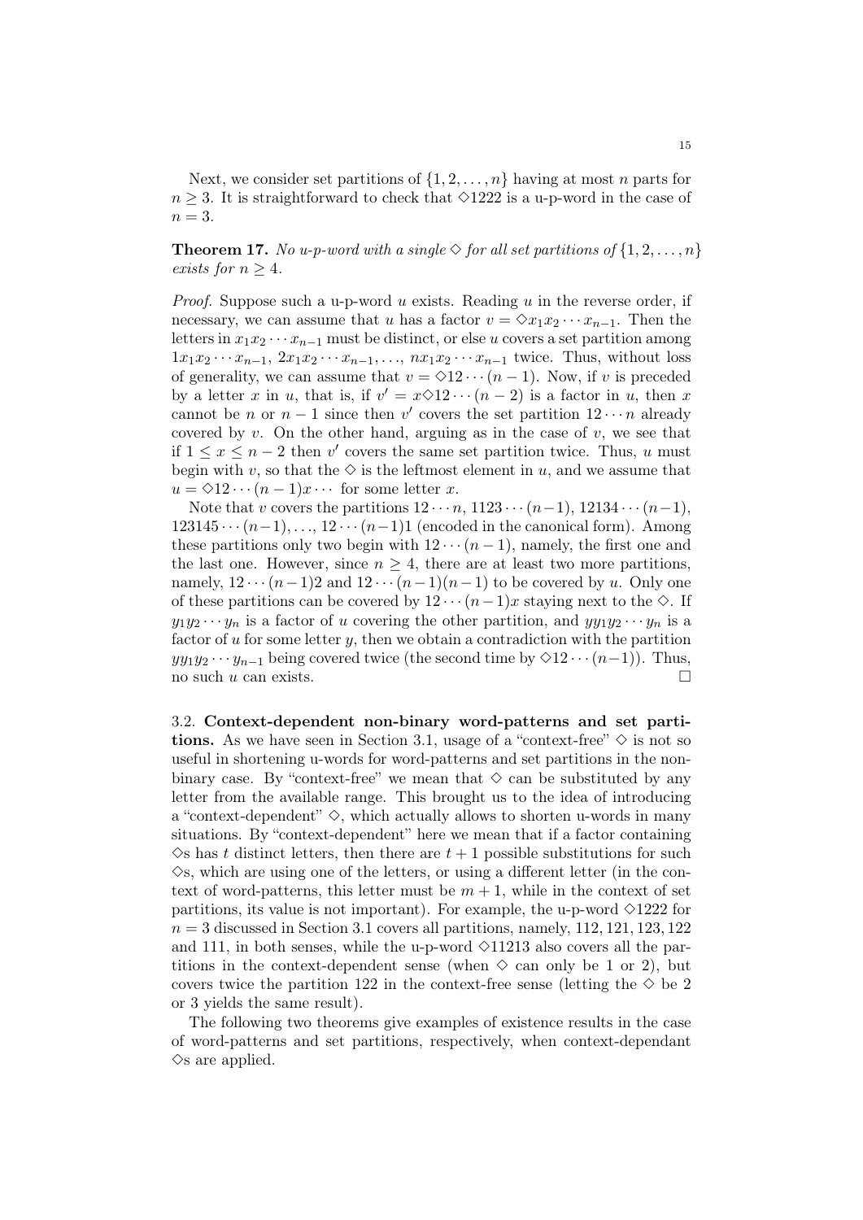Next, we consider set partitions of $\{1, 2, \ldots, n\}$ having at most $n$ parts for $n \geq 3$. It is straightforward to check that $\diamond 1222$ is a u-p-word in the case of $n = 3$.

**Theorem 17.** *No u-p-word with a single* $\diamond$ *for all set partitions of* $\{1, 2, \ldots, n\}$ *exists for* $n \geq 4$.

*Proof.* Suppose such a u-p-word $u$ exists. Reading $u$ in the reverse order, if necessary, we can assume that $u$ has a factor $v = \diamond x_1 x_2 \cdots x_{n-1}$. Then the letters in $x_1 x_2 \cdots x_{n-1}$ must be distinct, or else $u$ covers a set partition among $1x_1 x_2 \cdots x_{n-1}$, $2x_1 x_2 \cdots x_{n-1}, \ldots, nx_1 x_2 \cdots x_{n-1}$ twice. Thus, without loss of generality, we can assume that $v = \diamond 12 \cdots (n-1)$. Now, if $v$ is preceded by a letter $x$ in $u$, that is, if $v' = x\diamond 12 \cdots (n-2)$ is a factor in $u$, then $x$ cannot be $n$ or $n-1$ since then $v'$ covers the set partition $12 \cdots n$ already covered by $v$. On the other hand, arguing as in the case of $v$, we see that if $1 \leq x \leq n-2$ then $v'$ covers the same set partition twice. Thus, $u$ must begin with $v$, so that the $\diamond$ is the leftmost element in $u$, and we assume that $u = \diamond 12 \cdots (n-1)x \cdots$ for some letter $x$.

Note that $v$ covers the partitions $12 \cdots n$, $1123 \cdots (n-1)$, $12134 \cdots (n-1)$, $123145 \cdots (n-1), \ldots, 12 \cdots (n-1)1$ (encoded in the canonical form). Among these partitions only two begin with $12 \cdots (n-1)$, namely, the first one and the last one. However, since $n \geq 4$, there are at least two more partitions, namely, $12 \cdots (n-1)2$ and $12 \cdots (n-1)(n-1)$ to be covered by $u$. Only one of these partitions can be covered by $12 \cdots (n-1)x$ staying next to the $\diamond$. If $y_1 y_2 \cdots y_n$ is a factor of $u$ covering the other partition, and $yy_1 y_2 \cdots y_n$ is a factor of $u$ for some letter $y$, then we obtain a contradiction with the partition $yy_1 y_2 \cdots y_{n-1}$ being covered twice (the second time by $\diamond 12 \cdots (n-1)$). Thus, no such $u$ can exists. $\square$

3.2. **Context-dependent non-binary word-patterns and set partitions.** As we have seen in Section 3.1, usage of a "context-free" $\diamond$ is not so useful in shortening u-words for word-patterns and set partitions in the non-binary case. By "context-free" we mean that $\diamond$ can be substituted by any letter from the available range. This brought us to the idea of introducing a "context-dependent" $\diamond$, which actually allows to shorten u-words in many situations. By "context-dependent" here we mean that if a factor containing $\diamond$s has $t$ distinct letters, then there are $t + 1$ possible substitutions for such $\diamond$s, which are using one of the letters, or using a different letter (in the context of word-patterns, this letter must be $m + 1$, while in the context of set partitions, its value is not important). For example, the u-p-word $\diamond 1222$ for $n = 3$ discussed in Section 3.1 covers all partitions, namely, $112, 121, 123, 122$ and $111$, in both senses, while the u-p-word $\diamond 11213$ also covers all the partitions in the context-dependent sense (when $\diamond$ can only be 1 or 2), but covers twice the partition 122 in the context-free sense (letting the $\diamond$ be 2 or 3 yields the same result).

The following two theorems give examples of existence results in the case of word-patterns and set partitions, respectively, when context-dependant $\diamond$s are applied.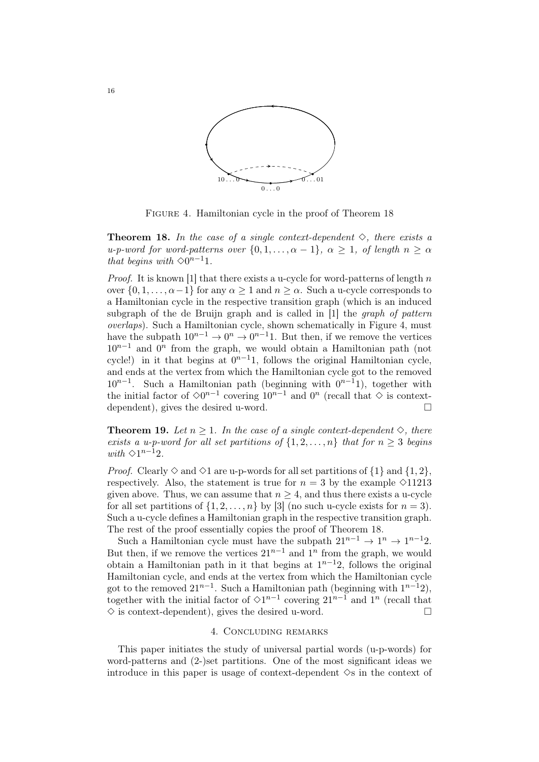FIGURE 4. Hamiltonian cycle in the proof of Theorem 18

**Theorem 18.** *In the case of a single context-dependent $\diamond$, there exists a u-p-word for word-patterns over $\{0, 1, \ldots, \alpha - 1\}$, $\alpha \geq 1$, of length $n \geq \alpha$ that begins with $\diamond 0^{n-1}1$.*

*Proof.* It is known [1] that there exists a u-cycle for word-patterns of length $n$ over $\{0, 1, \ldots, \alpha-1\}$ for any $\alpha \geq 1$ and $n \geq \alpha$. Such a u-cycle corresponds to a Hamiltonian cycle in the respective transition graph (which is an induced subgraph of the de Bruijn graph and is called in [1] the *graph of pattern overlaps*). Such a Hamiltonian cycle, shown schematically in Figure 4, must have the subpath $10^{n-1} \to 0^n \to 0^{n-1}1$. But then, if we remove the vertices $10^{n-1}$ and $0^n$ from the graph, we would obtain a Hamiltonian path (not cycle!) in it that begins at $0^{n-1}1$, follows the original Hamiltonian cycle, and ends at the vertex from which the Hamiltonian cycle got to the removed $10^{n-1}$. Such a Hamiltonian path (beginning with $0^{n-1}1$), together with the initial factor of $\diamond 0^{n-1}$ covering $10^{n-1}$ and $0^n$ (recall that $\diamond$ is context-dependent), gives the desired u-word. □

**Theorem 19.** *Let $n \geq 1$. In the case of a single context-dependent $\diamond$, there exists a u-p-word for all set partitions of $\{1, 2, \ldots, n\}$ that for $n \geq 3$ begins with $\diamond 1^{n-1}2$.*

*Proof.* Clearly $\diamond$ and $\diamond 1$ are u-p-words for all set partitions of $\{1\}$ and $\{1, 2\}$, respectively. Also, the statement is true for $n = 3$ by the example $\diamond 11213$ given above. Thus, we can assume that $n \geq 4$, and thus there exists a u-cycle for all set partitions of $\{1, 2, \ldots, n\}$ by [3] (no such u-cycle exists for $n = 3$). Such a u-cycle defines a Hamiltonian graph in the respective transition graph. The rest of the proof essentially copies the proof of Theorem 18.

Such a Hamiltonian cycle must have the subpath $21^{n-1} \to 1^n \to 1^{n-1}2$. But then, if we remove the vertices $21^{n-1}$ and $1^n$ from the graph, we would obtain a Hamiltonian path in it that begins at $1^{n-1}2$, follows the original Hamiltonian cycle, and ends at the vertex from which the Hamiltonian cycle got to the removed $21^{n-1}$. Such a Hamiltonian path (beginning with $1^{n-1}2$), together with the initial factor of $\diamond 1^{n-1}$ covering $21^{n-1}$ and $1^n$ (recall that $\diamond$ is context-dependent), gives the desired u-word. □

## 4. Concluding remarks

This paper initiates the study of universal partial words (u-p-words) for word-patterns and (2-)set partitions. One of the most significant ideas we introduce in this paper is usage of context-dependent $\diamond$s in the context of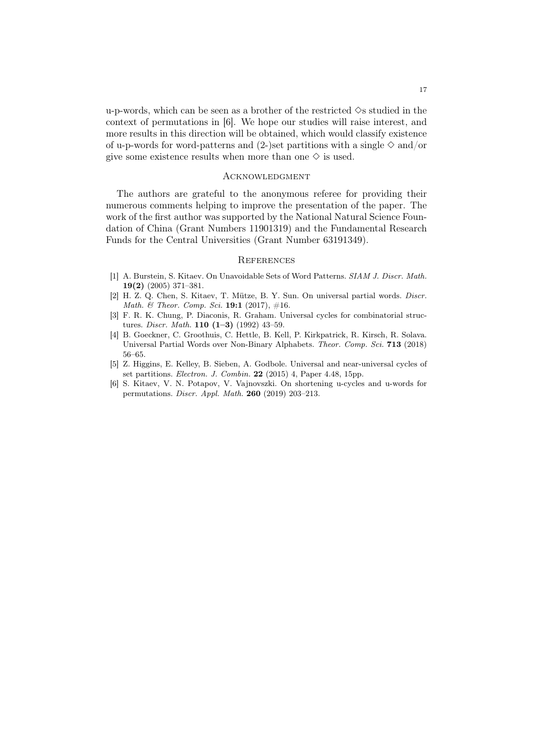u-p-words, which can be seen as a brother of the restricted $\diamond$s studied in the context of permutations in [6]. We hope our studies will raise interest, and more results in this direction will be obtained, which would classify existence of u-p-words for word-patterns and (2-)set partitions with a single $\diamond$ and/or give some existence results when more than one $\diamond$ is used.

## Acknowledgment

The authors are grateful to the anonymous referee for providing their numerous comments helping to improve the presentation of the paper. The work of the first author was supported by the National Natural Science Foundation of China (Grant Numbers 11901319) and the Fundamental Research Funds for the Central Universities (Grant Number 63191349).

## References

[1] A. Burstein, S. Kitaev. On Unavoidable Sets of Word Patterns. *SIAM J. Discr. Math.* **19(2)** (2005) 371–381.

[2] H. Z. Q. Chen, S. Kitaev, T. Mütze, B. Y. Sun. On universal partial words. *Discr. Math. & Theor. Comp. Sci.* **19:1** (2017), #16.

[3] F. R. K. Chung, P. Diaconis, R. Graham. Universal cycles for combinatorial structures. *Discr. Math.* **110 (1–3)** (1992) 43–59.

[4] B. Goeckner, C. Groothuis, C. Hettle, B. Kell, P. Kirkpatrick, R. Kirsch, R. Solava. Universal Partial Words over Non-Binary Alphabets. *Theor. Comp. Sci.* **713** (2018) 56–65.

[5] Z. Higgins, E. Kelley, B. Sieben, A. Godbole. Universal and near-universal cycles of set partitions. *Electron. J. Combin.* **22** (2015) 4, Paper 4.48, 15pp.

[6] S. Kitaev, V. N. Potapov, V. Vajnovszki. On shortening u-cycles and u-words for permutations. *Discr. Appl. Math.* **260** (2019) 203–213.